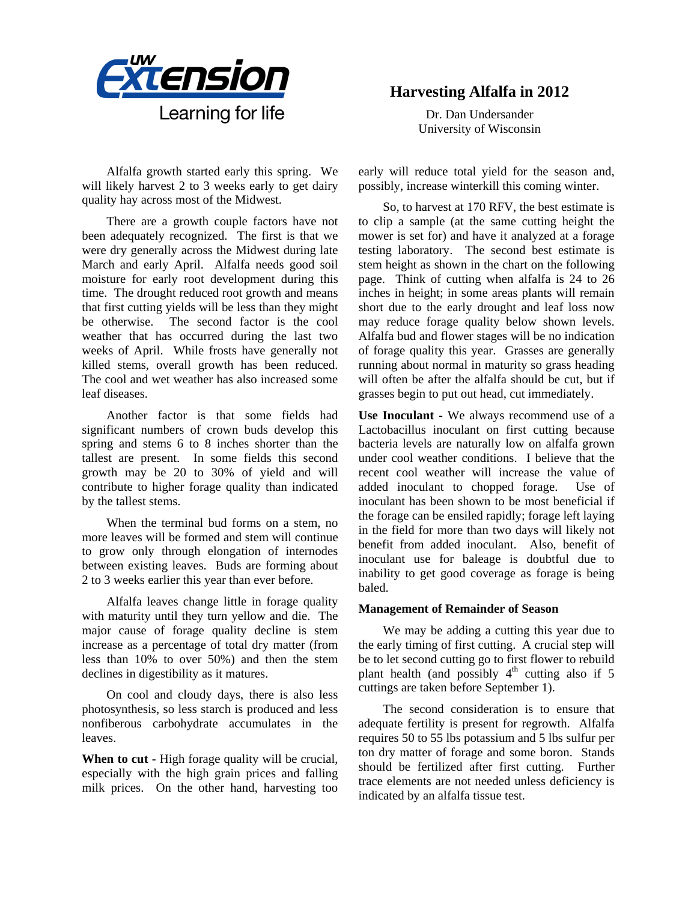UW Extension
Learning for life

# Harvesting Alfalfa in 2012

Dr. Dan Undersander
University of Wisconsin

Alfalfa growth started early this spring. We will likely harvest 2 to 3 weeks early to get dairy quality hay across most of the Midwest.

There are a growth couple factors have not been adequately recognized. The first is that we were dry generally across the Midwest during late March and early April. Alfalfa needs good soil moisture for early root development during this time. The drought reduced root growth and means that first cutting yields will be less than they might be otherwise. The second factor is the cool weather that has occurred during the last two weeks of April. While frosts have generally not killed stems, overall growth has been reduced. The cool and wet weather has also increased some leaf diseases.

Another factor is that some fields had significant numbers of crown buds develop this spring and stems 6 to 8 inches shorter than the tallest are present. In some fields this second growth may be 20 to 30% of yield and will contribute to higher forage quality than indicated by the tallest stems.

When the terminal bud forms on a stem, no more leaves will be formed and stem will continue to grow only through elongation of internodes between existing leaves. Buds are forming about 2 to 3 weeks earlier this year than ever before.

Alfalfa leaves change little in forage quality with maturity until they turn yellow and die. The major cause of forage quality decline is stem increase as a percentage of total dry matter (from less than 10% to over 50%) and then the stem declines in digestibility as it matures.

On cool and cloudy days, there is also less photosynthesis, so less starch is produced and less nonfiberous carbohydrate accumulates in the leaves.

**When to cut** - High forage quality will be crucial, especially with the high grain prices and falling milk prices. On the other hand, harvesting too early will reduce total yield for the season and, possibly, increase winterkill this coming winter.

So, to harvest at 170 RFV, the best estimate is to clip a sample (at the same cutting height the mower is set for) and have it analyzed at a forage testing laboratory. The second best estimate is stem height as shown in the chart on the following page. Think of cutting when alfalfa is 24 to 26 inches in height; in some areas plants will remain short due to the early drought and leaf loss now may reduce forage quality below shown levels. Alfalfa bud and flower stages will be no indication of forage quality this year. Grasses are generally running about normal in maturity so grass heading will often be after the alfalfa should be cut, but if grasses begin to put out head, cut immediately.

**Use Inoculant -** We always recommend use of a Lactobacillus inoculant on first cutting because bacteria levels are naturally low on alfalfa grown under cool weather conditions. I believe that the recent cool weather will increase the value of added inoculant to chopped forage. Use of inoculant has been shown to be most beneficial if the forage can be ensiled rapidly; forage left laying in the field for more than two days will likely not benefit from added inoculant. Also, benefit of inoculant use for baleage is doubtful due to inability to get good coverage as forage is being baled.

**Management of Remainder of Season**

We may be adding a cutting this year due to the early timing of first cutting. A crucial step will be to let second cutting go to first flower to rebuild plant health (and possibly 4th cutting also if 5 cuttings are taken before September 1).

The second consideration is to ensure that adequate fertility is present for regrowth. Alfalfa requires 50 to 55 lbs potassium and 5 lbs sulfur per ton dry matter of forage and some boron. Stands should be fertilized after first cutting. Further trace elements are not needed unless deficiency is indicated by an alfalfa tissue test.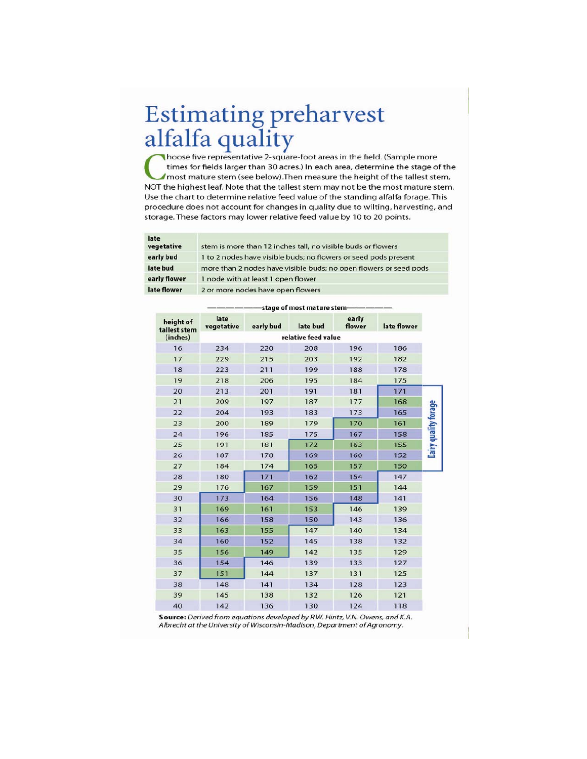# Estimating preharvest alfalfa quality

Choose five representative 2-square-foot areas in the field. (Sample more times for fields larger than 30 acres.) In each area, determine the stage of the most mature stem (see below). Then measure the height of the tallest stem, NOT the highest leaf. Note that the tallest stem may not be the most mature stem. Use the chart to determine relative feed value of the standing alfalfa forage. This procedure does not account for changes in quality due to wilting, harvesting, and storage. These factors may lower relative feed value by 10 to 20 points.

| | |
|---|---|
| **late vegetative** | stem is more than 12 inches tall, no visible buds or flowers |
| **early bud** | 1 to 2 nodes have visible buds; no flowers or seed pods present |
| **late bud** | more than 2 nodes have visible buds; no open flowers or seed pods |
| **early flower** | 1 node with at least 1 open flower |
| **late flower** | 2 or more nodes have open flowers |

| height of tallest stem (inches) | stage of most mature stem | | | | |
|---|---|---|---|---|---|
| | late vegetative | early bud | late bud | early flower | late flower |
| | relative feed value | | | | |
| 16 | 234 | 220 | 208 | 196 | 186 |
| 17 | 229 | 215 | 203 | 192 | 182 |
| 18 | 223 | 211 | 199 | 188 | 178 |
| 19 | 218 | 206 | 195 | 184 | 175 |
| 20 | 213 | 201 | 191 | 181 | 171 |
| 21 | 209 | 197 | 187 | 177 | 168 |
| 22 | 204 | 193 | 183 | 173 | 165 |
| 23 | 200 | 189 | 179 | 170 | 161 |
| 24 | 196 | 185 | 175 | 167 | 158 |
| 25 | 191 | 181 | 172 | 163 | 155 |
| 26 | 187 | 178 | 169 | 160 | 152 |
| 27 | 184 | 174 | 165 | 157 | 150 |
| 28 | 180 | 171 | 162 | 154 | 147 |
| 29 | 176 | 167 | 159 | 151 | 144 |
| 30 | 173 | 164 | 156 | 148 | 141 |
| 31 | 169 | 161 | 153 | 146 | 139 |
| 32 | 166 | 158 | 150 | 143 | 136 |
| 33 | 163 | 155 | 147 | 140 | 134 |
| 34 | 160 | 152 | 145 | 138 | 132 |
| 35 | 156 | 149 | 142 | 135 | 129 |
| 36 | 154 | 146 | 139 | 133 | 127 |
| 37 | 151 | 144 | 137 | 131 | 125 |
| 38 | 148 | 141 | 134 | 128 | 123 |
| 39 | 145 | 138 | 132 | 126 | 121 |
| 40 | 142 | 136 | 130 | 124 | 118 |

Dairy quality forage

**Source:** *Derived from equations developed by R.W. Hintz, V.N. Owens, and K.A. Albrecht at the University of Wisconsin-Madison, Department of Agronomy.*